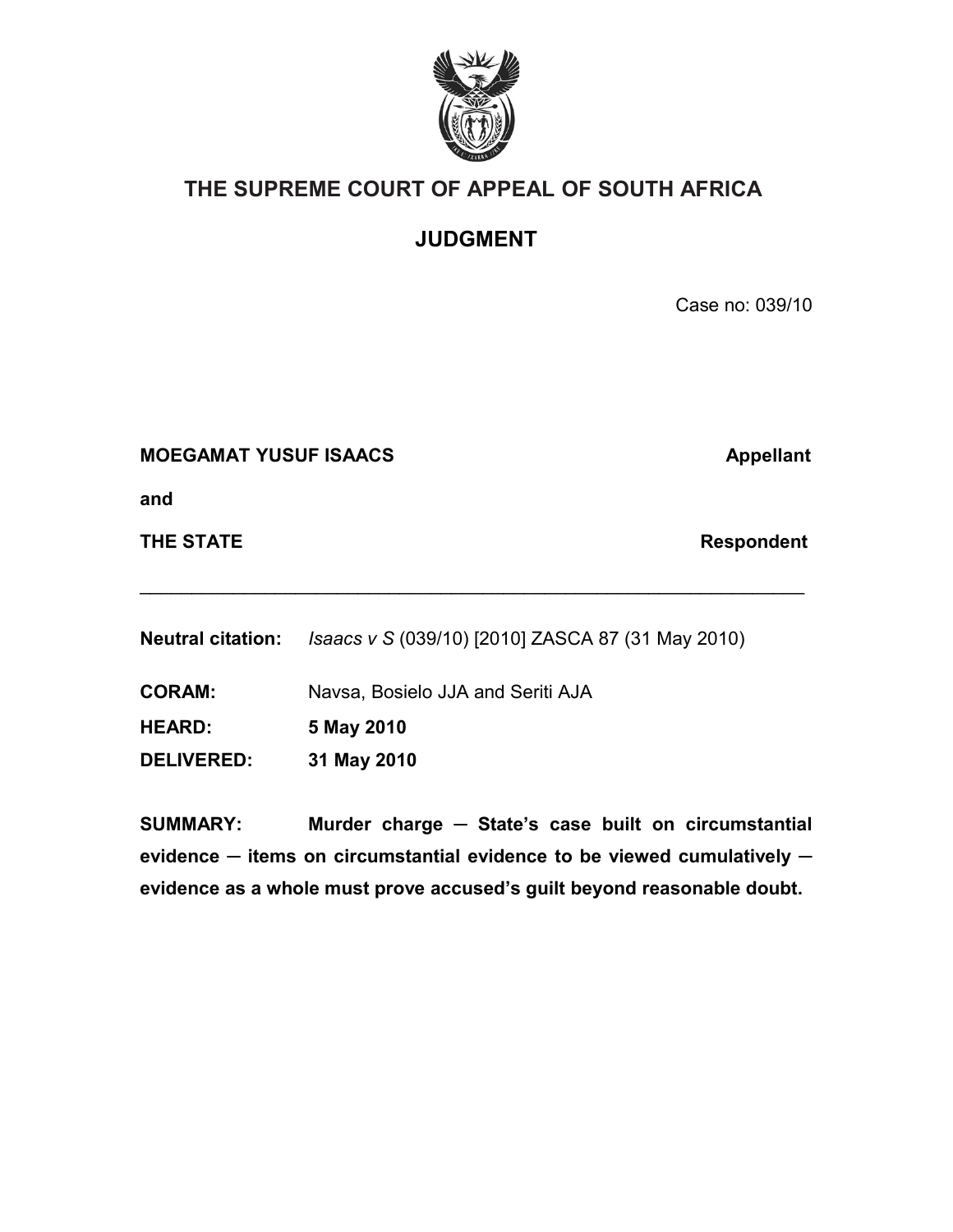# THE SUPREME COURT OF APPEAL OF SOUTH AFRICA

## JUDGMENT

Case no: 039/10

**MOEGAMAT YUSUF ISAACS** **Appellant**

**and**

**THE STATE** **Respondent**

---

**Neutral citation:** *Isaacs v S* (039/10) [2010] ZASCA 87 (31 May 2010)

**CORAM:** Navsa, Bosielo JJA and Seriti AJA

**HEARD:** **5 May 2010**

**DELIVERED:** **31 May 2010**

**SUMMARY:** **Murder charge ─ State's case built on circumstantial evidence ─ items on circumstantial evidence to be viewed cumulatively ─ evidence as a whole must prove accused's guilt beyond reasonable doubt.**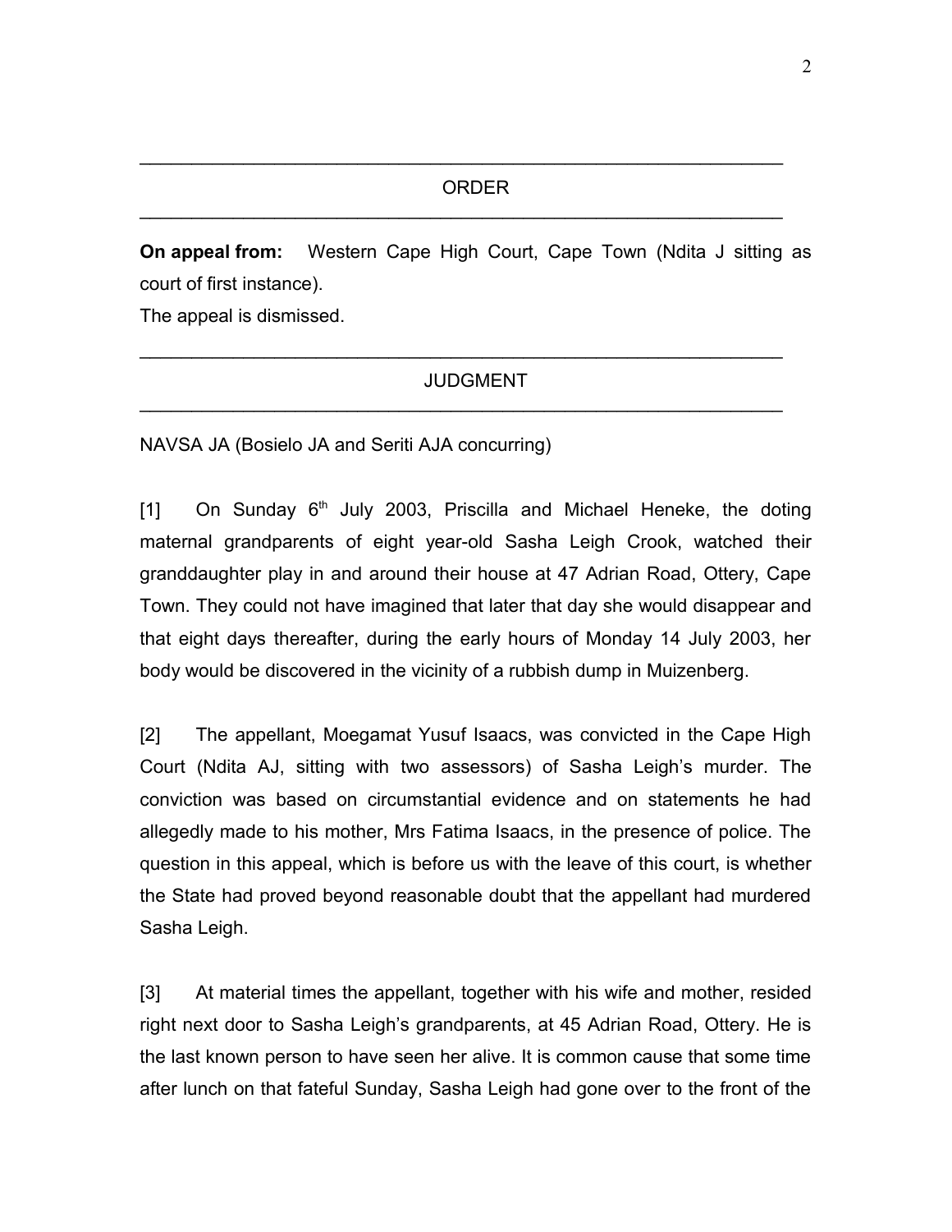## ORDER

**On appeal from:** Western Cape High Court, Cape Town (Ndita J sitting as court of first instance).

The appeal is dismissed.

## JUDGMENT

NAVSA JA (Bosielo JA and Seriti AJA concurring)

[1] On Sunday 6th July 2003, Priscilla and Michael Heneke, the doting maternal grandparents of eight year-old Sasha Leigh Crook, watched their granddaughter play in and around their house at 47 Adrian Road, Ottery, Cape Town. They could not have imagined that later that day she would disappear and that eight days thereafter, during the early hours of Monday 14 July 2003, her body would be discovered in the vicinity of a rubbish dump in Muizenberg.

[2] The appellant, Moegamat Yusuf Isaacs, was convicted in the Cape High Court (Ndita AJ, sitting with two assessors) of Sasha Leigh's murder. The conviction was based on circumstantial evidence and on statements he had allegedly made to his mother, Mrs Fatima Isaacs, in the presence of police. The question in this appeal, which is before us with the leave of this court, is whether the State had proved beyond reasonable doubt that the appellant had murdered Sasha Leigh.

[3] At material times the appellant, together with his wife and mother, resided right next door to Sasha Leigh's grandparents, at 45 Adrian Road, Ottery. He is the last known person to have seen her alive. It is common cause that some time after lunch on that fateful Sunday, Sasha Leigh had gone over to the front of the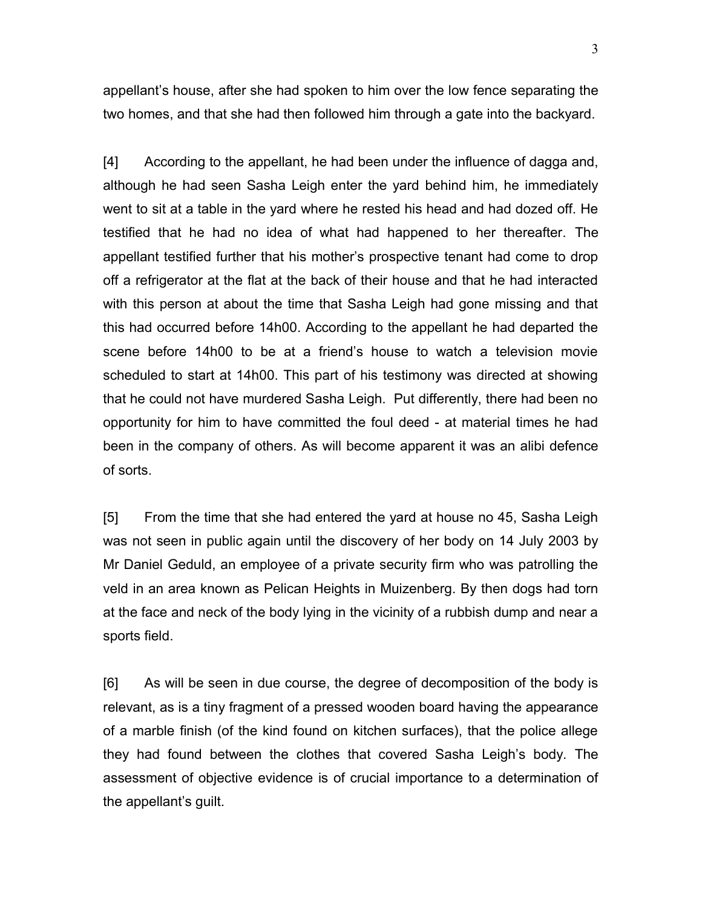appellant's house, after she had spoken to him over the low fence separating the two homes, and that she had then followed him through a gate into the backyard.

[4] According to the appellant, he had been under the influence of dagga and, although he had seen Sasha Leigh enter the yard behind him, he immediately went to sit at a table in the yard where he rested his head and had dozed off. He testified that he had no idea of what had happened to her thereafter. The appellant testified further that his mother's prospective tenant had come to drop off a refrigerator at the flat at the back of their house and that he had interacted with this person at about the time that Sasha Leigh had gone missing and that this had occurred before 14h00. According to the appellant he had departed the scene before 14h00 to be at a friend's house to watch a television movie scheduled to start at 14h00. This part of his testimony was directed at showing that he could not have murdered Sasha Leigh. Put differently, there had been no opportunity for him to have committed the foul deed - at material times he had been in the company of others. As will become apparent it was an alibi defence of sorts.

[5] From the time that she had entered the yard at house no 45, Sasha Leigh was not seen in public again until the discovery of her body on 14 July 2003 by Mr Daniel Geduld, an employee of a private security firm who was patrolling the veld in an area known as Pelican Heights in Muizenberg. By then dogs had torn at the face and neck of the body lying in the vicinity of a rubbish dump and near a sports field.

[6] As will be seen in due course, the degree of decomposition of the body is relevant, as is a tiny fragment of a pressed wooden board having the appearance of a marble finish (of the kind found on kitchen surfaces), that the police allege they had found between the clothes that covered Sasha Leigh's body. The assessment of objective evidence is of crucial importance to a determination of the appellant's guilt.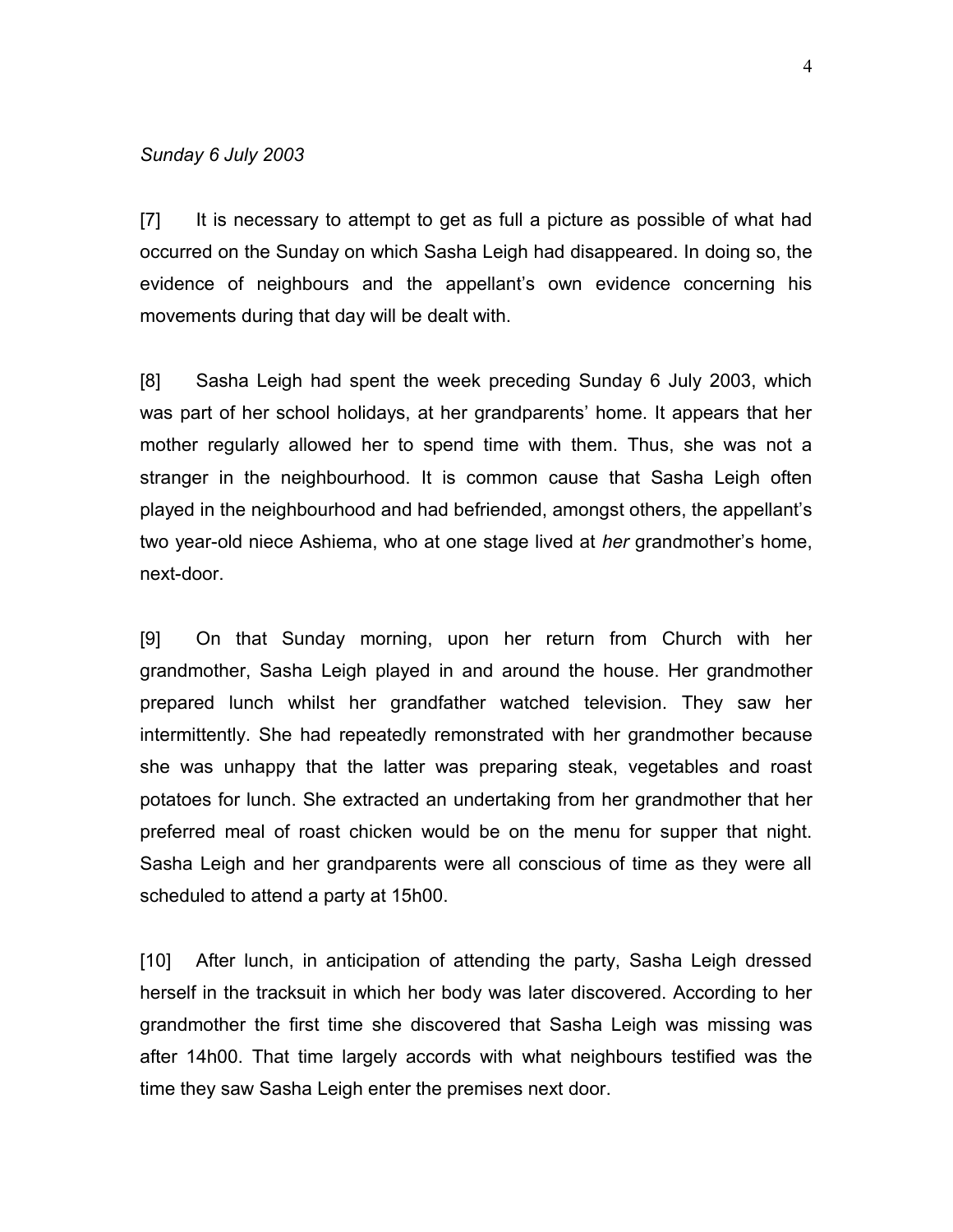*Sunday 6 July 2003*

[7] It is necessary to attempt to get as full a picture as possible of what had occurred on the Sunday on which Sasha Leigh had disappeared. In doing so, the evidence of neighbours and the appellant's own evidence concerning his movements during that day will be dealt with.

[8] Sasha Leigh had spent the week preceding Sunday 6 July 2003, which was part of her school holidays, at her grandparents' home. It appears that her mother regularly allowed her to spend time with them. Thus, she was not a stranger in the neighbourhood. It is common cause that Sasha Leigh often played in the neighbourhood and had befriended, amongst others, the appellant's two year-old niece Ashiema, who at one stage lived at *her* grandmother's home, next-door.

[9] On that Sunday morning, upon her return from Church with her grandmother, Sasha Leigh played in and around the house. Her grandmother prepared lunch whilst her grandfather watched television. They saw her intermittently. She had repeatedly remonstrated with her grandmother because she was unhappy that the latter was preparing steak, vegetables and roast potatoes for lunch. She extracted an undertaking from her grandmother that her preferred meal of roast chicken would be on the menu for supper that night. Sasha Leigh and her grandparents were all conscious of time as they were all scheduled to attend a party at 15h00.

[10] After lunch, in anticipation of attending the party, Sasha Leigh dressed herself in the tracksuit in which her body was later discovered. According to her grandmother the first time she discovered that Sasha Leigh was missing was after 14h00. That time largely accords with what neighbours testified was the time they saw Sasha Leigh enter the premises next door.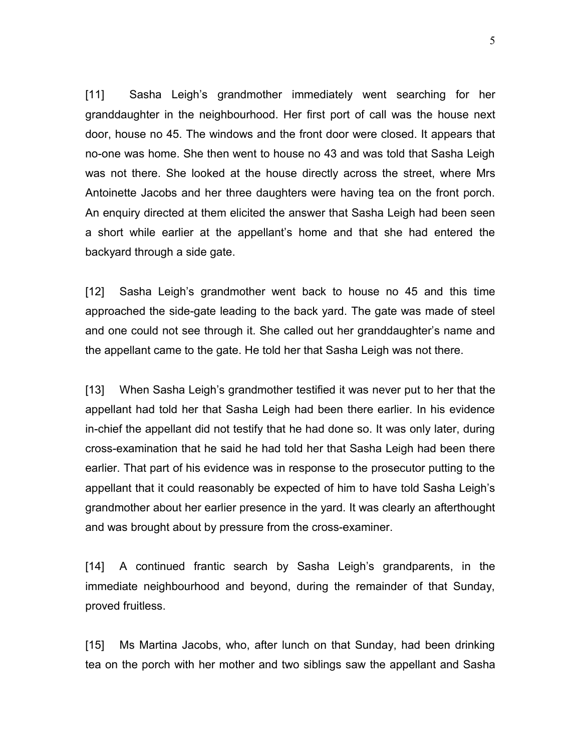[11] Sasha Leigh's grandmother immediately went searching for her granddaughter in the neighbourhood. Her first port of call was the house next door, house no 45. The windows and the front door were closed. It appears that no-one was home. She then went to house no 43 and was told that Sasha Leigh was not there. She looked at the house directly across the street, where Mrs Antoinette Jacobs and her three daughters were having tea on the front porch. An enquiry directed at them elicited the answer that Sasha Leigh had been seen a short while earlier at the appellant's home and that she had entered the backyard through a side gate.

[12] Sasha Leigh's grandmother went back to house no 45 and this time approached the side-gate leading to the back yard. The gate was made of steel and one could not see through it. She called out her granddaughter's name and the appellant came to the gate. He told her that Sasha Leigh was not there.

[13] When Sasha Leigh's grandmother testified it was never put to her that the appellant had told her that Sasha Leigh had been there earlier. In his evidence in-chief the appellant did not testify that he had done so. It was only later, during cross-examination that he said he had told her that Sasha Leigh had been there earlier. That part of his evidence was in response to the prosecutor putting to the appellant that it could reasonably be expected of him to have told Sasha Leigh's grandmother about her earlier presence in the yard. It was clearly an afterthought and was brought about by pressure from the cross-examiner.

[14] A continued frantic search by Sasha Leigh's grandparents, in the immediate neighbourhood and beyond, during the remainder of that Sunday, proved fruitless.

[15] Ms Martina Jacobs, who, after lunch on that Sunday, had been drinking tea on the porch with her mother and two siblings saw the appellant and Sasha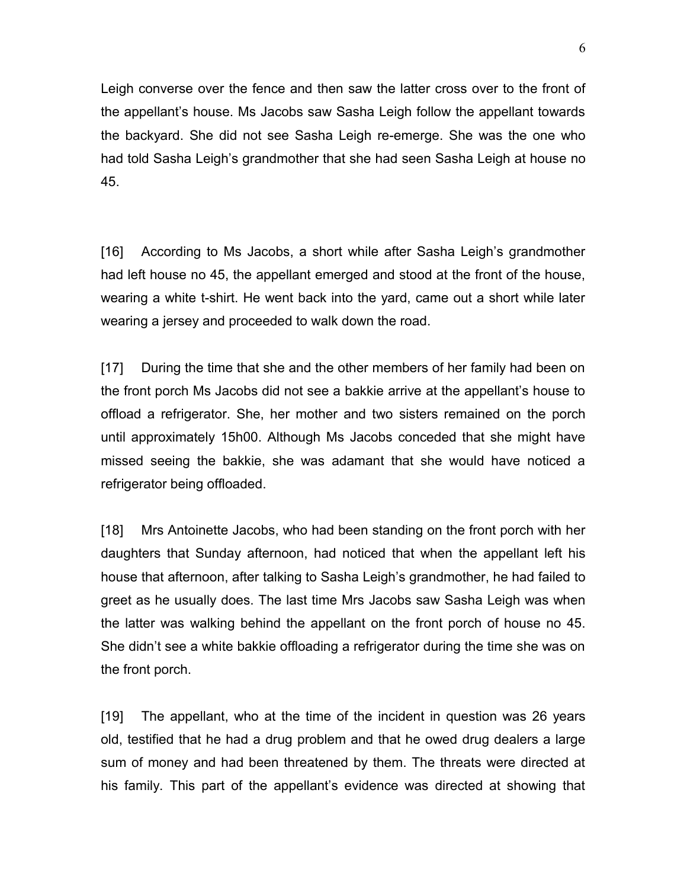Leigh converse over the fence and then saw the latter cross over to the front of the appellant's house. Ms Jacobs saw Sasha Leigh follow the appellant towards the backyard. She did not see Sasha Leigh re-emerge. She was the one who had told Sasha Leigh's grandmother that she had seen Sasha Leigh at house no 45.

[16] According to Ms Jacobs, a short while after Sasha Leigh's grandmother had left house no 45, the appellant emerged and stood at the front of the house, wearing a white t-shirt. He went back into the yard, came out a short while later wearing a jersey and proceeded to walk down the road.

[17] During the time that she and the other members of her family had been on the front porch Ms Jacobs did not see a bakkie arrive at the appellant's house to offload a refrigerator. She, her mother and two sisters remained on the porch until approximately 15h00. Although Ms Jacobs conceded that she might have missed seeing the bakkie, she was adamant that she would have noticed a refrigerator being offloaded.

[18] Mrs Antoinette Jacobs, who had been standing on the front porch with her daughters that Sunday afternoon, had noticed that when the appellant left his house that afternoon, after talking to Sasha Leigh's grandmother, he had failed to greet as he usually does. The last time Mrs Jacobs saw Sasha Leigh was when the latter was walking behind the appellant on the front porch of house no 45. She didn't see a white bakkie offloading a refrigerator during the time she was on the front porch.

[19] The appellant, who at the time of the incident in question was 26 years old, testified that he had a drug problem and that he owed drug dealers a large sum of money and had been threatened by them. The threats were directed at his family. This part of the appellant's evidence was directed at showing that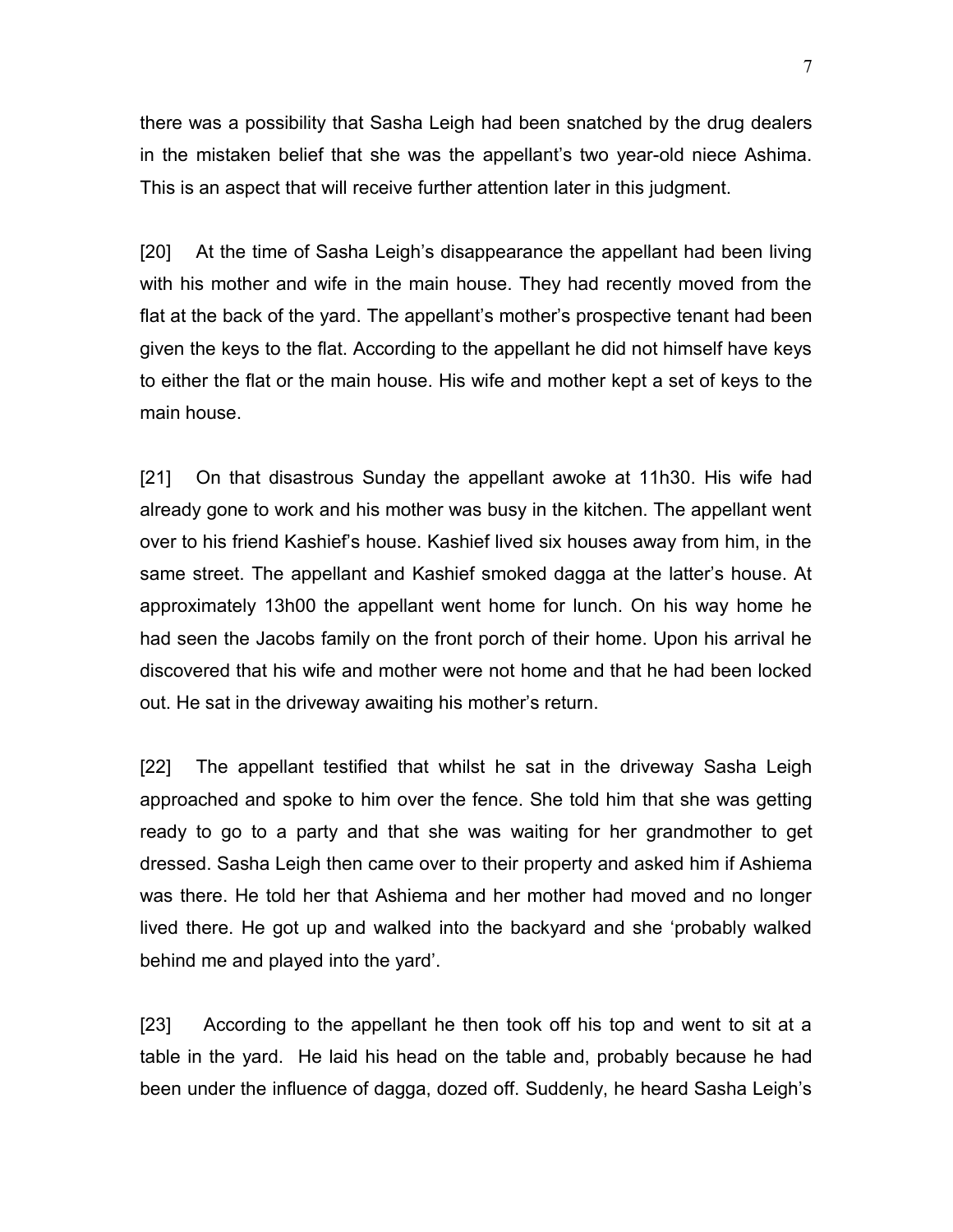there was a possibility that Sasha Leigh had been snatched by the drug dealers in the mistaken belief that she was the appellant's two year-old niece Ashima. This is an aspect that will receive further attention later in this judgment.

[20] At the time of Sasha Leigh's disappearance the appellant had been living with his mother and wife in the main house. They had recently moved from the flat at the back of the yard. The appellant's mother's prospective tenant had been given the keys to the flat. According to the appellant he did not himself have keys to either the flat or the main house. His wife and mother kept a set of keys to the main house.

[21] On that disastrous Sunday the appellant awoke at 11h30. His wife had already gone to work and his mother was busy in the kitchen. The appellant went over to his friend Kashief's house. Kashief lived six houses away from him, in the same street. The appellant and Kashief smoked dagga at the latter's house. At approximately 13h00 the appellant went home for lunch. On his way home he had seen the Jacobs family on the front porch of their home. Upon his arrival he discovered that his wife and mother were not home and that he had been locked out. He sat in the driveway awaiting his mother's return.

[22] The appellant testified that whilst he sat in the driveway Sasha Leigh approached and spoke to him over the fence. She told him that she was getting ready to go to a party and that she was waiting for her grandmother to get dressed. Sasha Leigh then came over to their property and asked him if Ashiema was there. He told her that Ashiema and her mother had moved and no longer lived there. He got up and walked into the backyard and she 'probably walked behind me and played into the yard'.

[23] According to the appellant he then took off his top and went to sit at a table in the yard. He laid his head on the table and, probably because he had been under the influence of dagga, dozed off. Suddenly, he heard Sasha Leigh's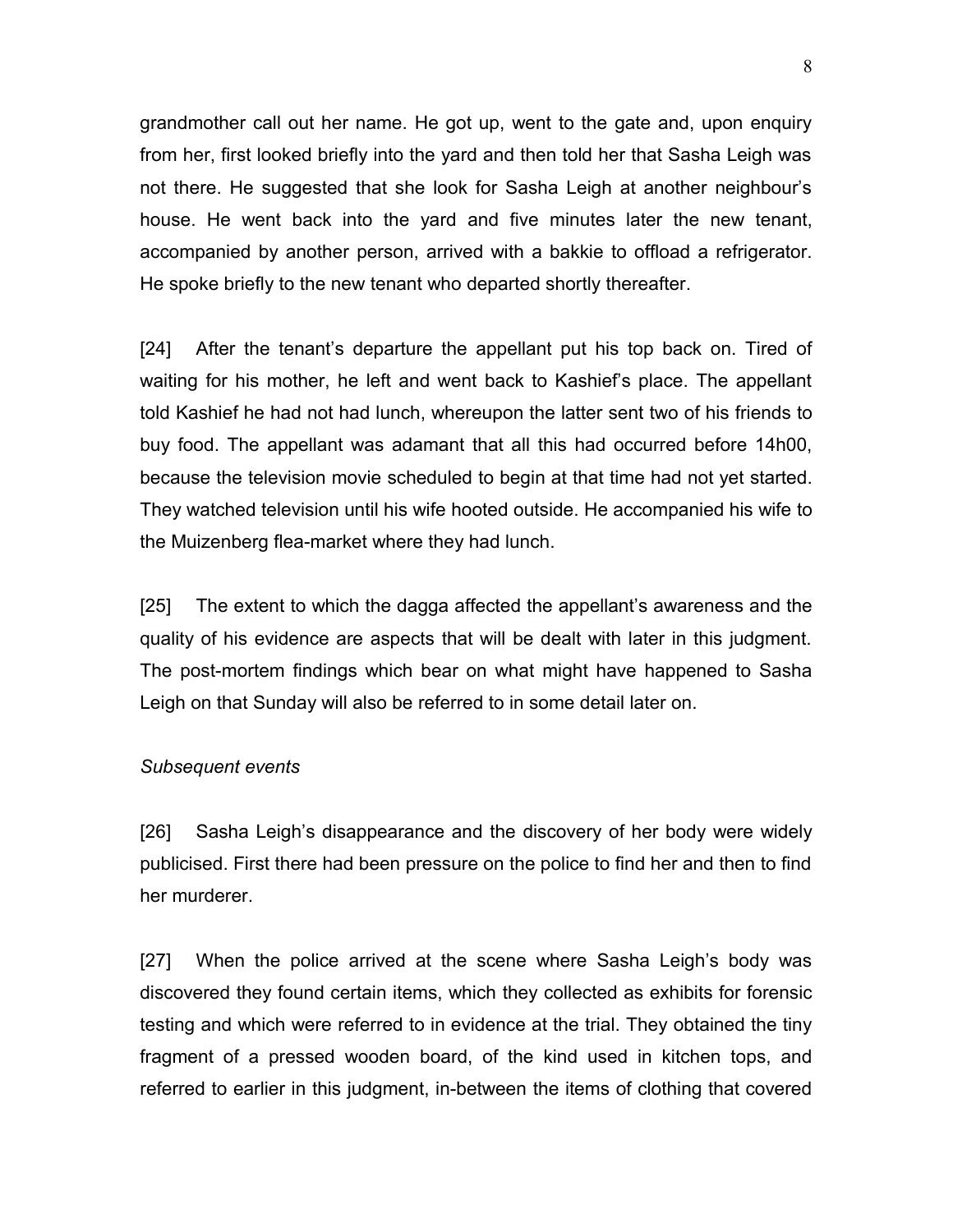grandmother call out her name. He got up, went to the gate and, upon enquiry from her, first looked briefly into the yard and then told her that Sasha Leigh was not there. He suggested that she look for Sasha Leigh at another neighbour's house. He went back into the yard and five minutes later the new tenant, accompanied by another person, arrived with a bakkie to offload a refrigerator. He spoke briefly to the new tenant who departed shortly thereafter.

[24] After the tenant's departure the appellant put his top back on. Tired of waiting for his mother, he left and went back to Kashief's place. The appellant told Kashief he had not had lunch, whereupon the latter sent two of his friends to buy food. The appellant was adamant that all this had occurred before 14h00, because the television movie scheduled to begin at that time had not yet started. They watched television until his wife hooted outside. He accompanied his wife to the Muizenberg flea-market where they had lunch.

[25] The extent to which the dagga affected the appellant's awareness and the quality of his evidence are aspects that will be dealt with later in this judgment. The post-mortem findings which bear on what might have happened to Sasha Leigh on that Sunday will also be referred to in some detail later on.

*Subsequent events*

[26] Sasha Leigh's disappearance and the discovery of her body were widely publicised. First there had been pressure on the police to find her and then to find her murderer.

[27] When the police arrived at the scene where Sasha Leigh's body was discovered they found certain items, which they collected as exhibits for forensic testing and which were referred to in evidence at the trial. They obtained the tiny fragment of a pressed wooden board, of the kind used in kitchen tops, and referred to earlier in this judgment, in-between the items of clothing that covered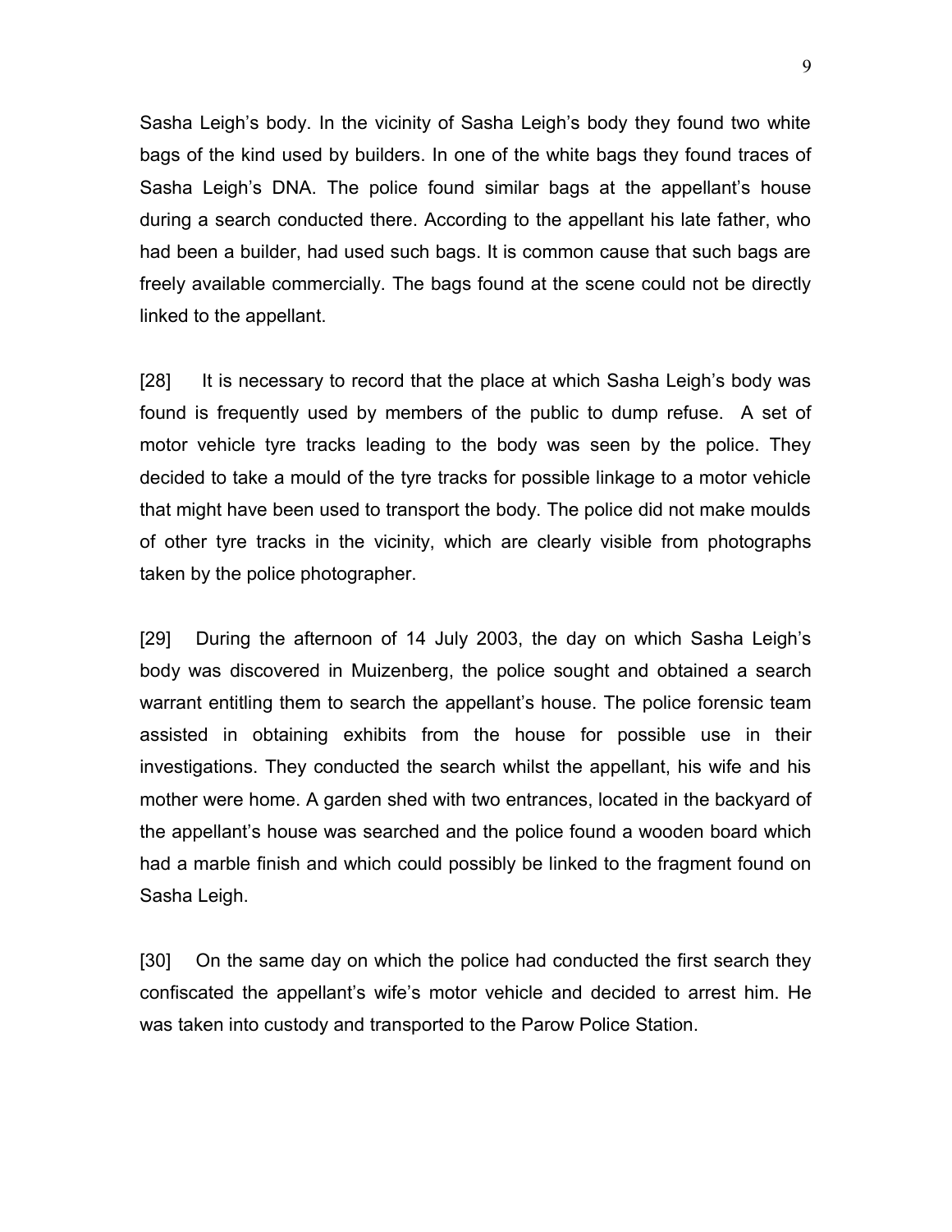Sasha Leigh's body. In the vicinity of Sasha Leigh's body they found two white bags of the kind used by builders. In one of the white bags they found traces of Sasha Leigh's DNA. The police found similar bags at the appellant's house during a search conducted there. According to the appellant his late father, who had been a builder, had used such bags. It is common cause that such bags are freely available commercially. The bags found at the scene could not be directly linked to the appellant.

[28] It is necessary to record that the place at which Sasha Leigh's body was found is frequently used by members of the public to dump refuse. A set of motor vehicle tyre tracks leading to the body was seen by the police. They decided to take a mould of the tyre tracks for possible linkage to a motor vehicle that might have been used to transport the body. The police did not make moulds of other tyre tracks in the vicinity, which are clearly visible from photographs taken by the police photographer.

[29] During the afternoon of 14 July 2003, the day on which Sasha Leigh's body was discovered in Muizenberg, the police sought and obtained a search warrant entitling them to search the appellant's house. The police forensic team assisted in obtaining exhibits from the house for possible use in their investigations. They conducted the search whilst the appellant, his wife and his mother were home. A garden shed with two entrances, located in the backyard of the appellant's house was searched and the police found a wooden board which had a marble finish and which could possibly be linked to the fragment found on Sasha Leigh.

[30] On the same day on which the police had conducted the first search they confiscated the appellant's wife's motor vehicle and decided to arrest him. He was taken into custody and transported to the Parow Police Station.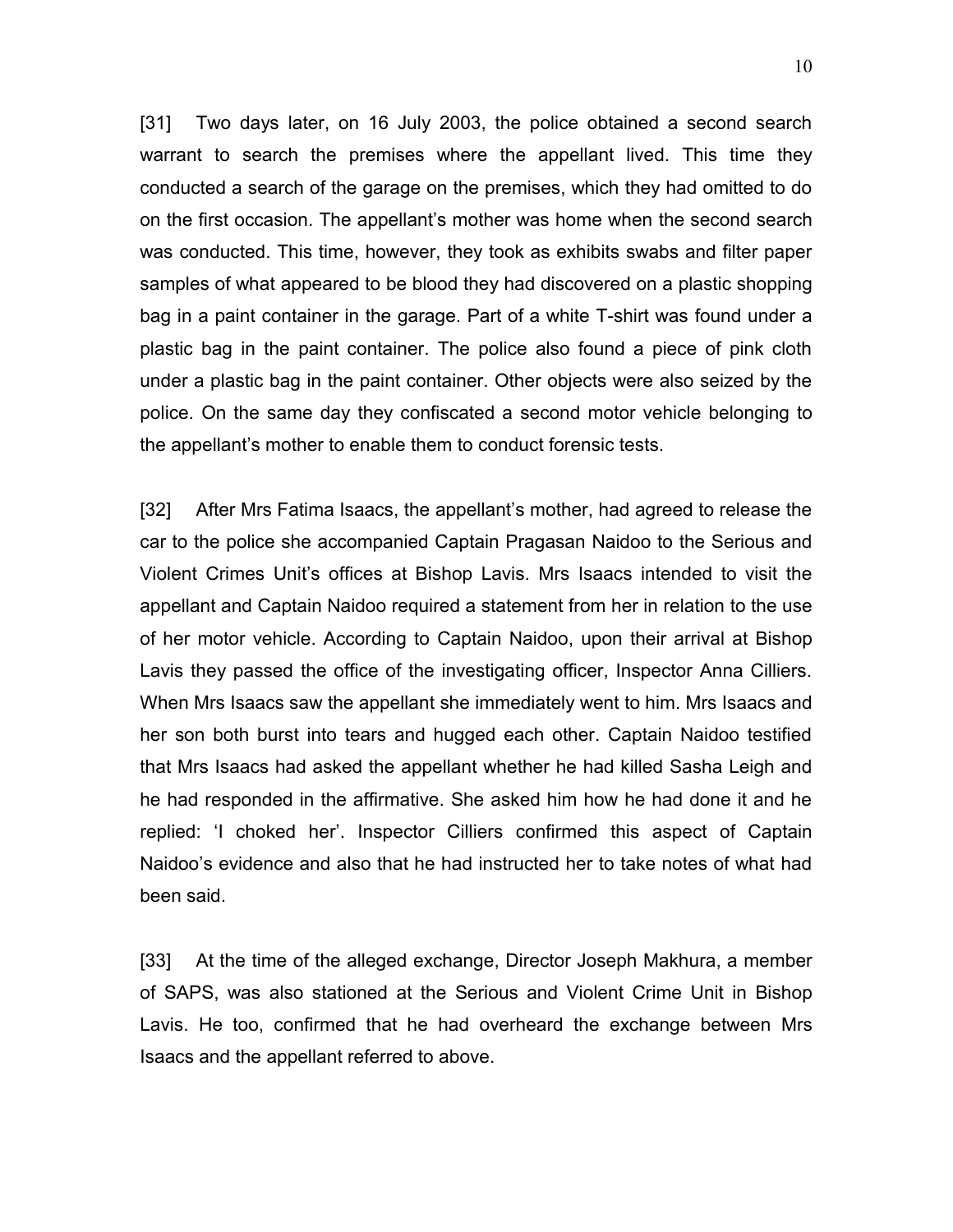[31] Two days later, on 16 July 2003, the police obtained a second search warrant to search the premises where the appellant lived. This time they conducted a search of the garage on the premises, which they had omitted to do on the first occasion. The appellant's mother was home when the second search was conducted. This time, however, they took as exhibits swabs and filter paper samples of what appeared to be blood they had discovered on a plastic shopping bag in a paint container in the garage. Part of a white T-shirt was found under a plastic bag in the paint container. The police also found a piece of pink cloth under a plastic bag in the paint container. Other objects were also seized by the police. On the same day they confiscated a second motor vehicle belonging to the appellant's mother to enable them to conduct forensic tests.

[32] After Mrs Fatima Isaacs, the appellant's mother, had agreed to release the car to the police she accompanied Captain Pragasan Naidoo to the Serious and Violent Crimes Unit's offices at Bishop Lavis. Mrs Isaacs intended to visit the appellant and Captain Naidoo required a statement from her in relation to the use of her motor vehicle. According to Captain Naidoo, upon their arrival at Bishop Lavis they passed the office of the investigating officer, Inspector Anna Cilliers. When Mrs Isaacs saw the appellant she immediately went to him. Mrs Isaacs and her son both burst into tears and hugged each other. Captain Naidoo testified that Mrs Isaacs had asked the appellant whether he had killed Sasha Leigh and he had responded in the affirmative. She asked him how he had done it and he replied: 'I choked her'. Inspector Cilliers confirmed this aspect of Captain Naidoo's evidence and also that he had instructed her to take notes of what had been said.

[33] At the time of the alleged exchange, Director Joseph Makhura, a member of SAPS, was also stationed at the Serious and Violent Crime Unit in Bishop Lavis. He too, confirmed that he had overheard the exchange between Mrs Isaacs and the appellant referred to above.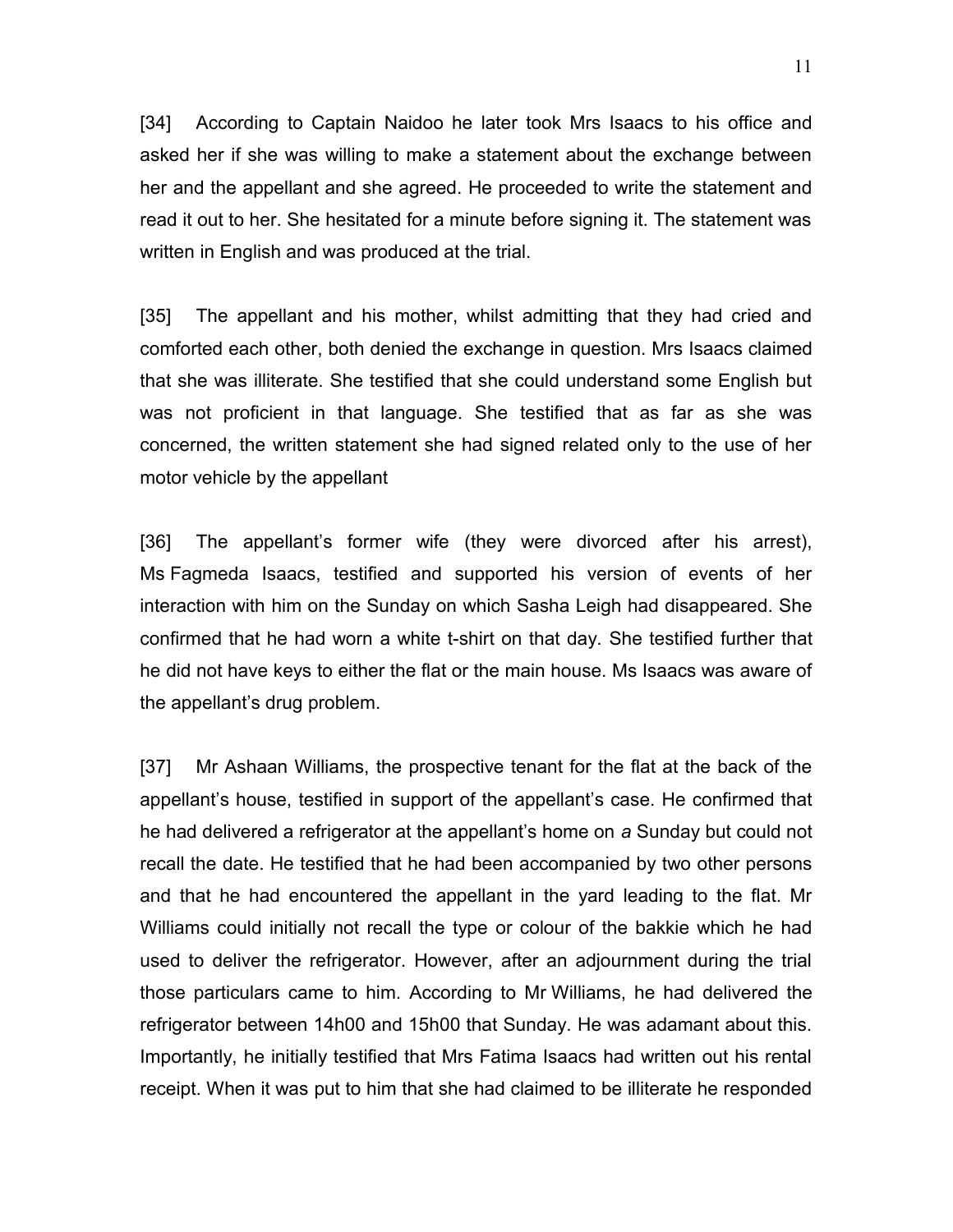[34] According to Captain Naidoo he later took Mrs Isaacs to his office and asked her if she was willing to make a statement about the exchange between her and the appellant and she agreed. He proceeded to write the statement and read it out to her. She hesitated for a minute before signing it. The statement was written in English and was produced at the trial.

[35] The appellant and his mother, whilst admitting that they had cried and comforted each other, both denied the exchange in question. Mrs Isaacs claimed that she was illiterate. She testified that she could understand some English but was not proficient in that language. She testified that as far as she was concerned, the written statement she had signed related only to the use of her motor vehicle by the appellant

[36] The appellant's former wife (they were divorced after his arrest), Ms Fagmeda Isaacs, testified and supported his version of events of her interaction with him on the Sunday on which Sasha Leigh had disappeared. She confirmed that he had worn a white t-shirt on that day. She testified further that he did not have keys to either the flat or the main house. Ms Isaacs was aware of the appellant's drug problem.

[37] Mr Ashaan Williams, the prospective tenant for the flat at the back of the appellant's house, testified in support of the appellant's case. He confirmed that he had delivered a refrigerator at the appellant's home on *a* Sunday but could not recall the date. He testified that he had been accompanied by two other persons and that he had encountered the appellant in the yard leading to the flat. Mr Williams could initially not recall the type or colour of the bakkie which he had used to deliver the refrigerator. However, after an adjournment during the trial those particulars came to him. According to Mr Williams, he had delivered the refrigerator between 14h00 and 15h00 that Sunday. He was adamant about this. Importantly, he initially testified that Mrs Fatima Isaacs had written out his rental receipt. When it was put to him that she had claimed to be illiterate he responded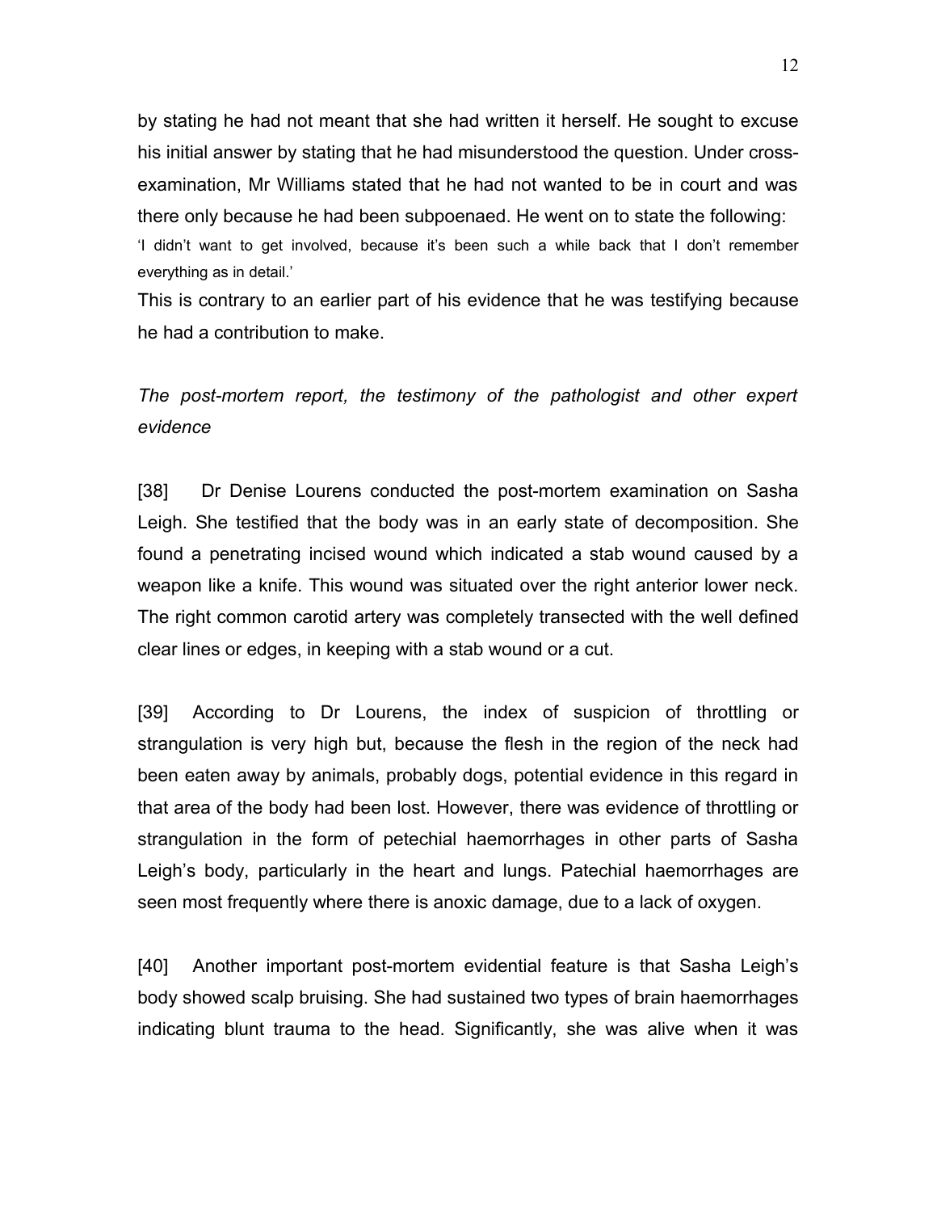by stating he had not meant that she had written it herself. He sought to excuse his initial answer by stating that he had misunderstood the question. Under cross-examination, Mr Williams stated that he had not wanted to be in court and was there only because he had been subpoenaed. He went on to state the following:

'I didn't want to get involved, because it's been such a while back that I don't remember everything as in detail.'

This is contrary to an earlier part of his evidence that he was testifying because he had a contribution to make.

*The post-mortem report, the testimony of the pathologist and other expert evidence*

[38] Dr Denise Lourens conducted the post-mortem examination on Sasha Leigh. She testified that the body was in an early state of decomposition. She found a penetrating incised wound which indicated a stab wound caused by a weapon like a knife. This wound was situated over the right anterior lower neck. The right common carotid artery was completely transected with the well defined clear lines or edges, in keeping with a stab wound or a cut.

[39] According to Dr Lourens, the index of suspicion of throttling or strangulation is very high but, because the flesh in the region of the neck had been eaten away by animals, probably dogs, potential evidence in this regard in that area of the body had been lost. However, there was evidence of throttling or strangulation in the form of petechial haemorrhages in other parts of Sasha Leigh's body, particularly in the heart and lungs. Patechial haemorrhages are seen most frequently where there is anoxic damage, due to a lack of oxygen.

[40] Another important post-mortem evidential feature is that Sasha Leigh's body showed scalp bruising. She had sustained two types of brain haemorrhages indicating blunt trauma to the head. Significantly, she was alive when it was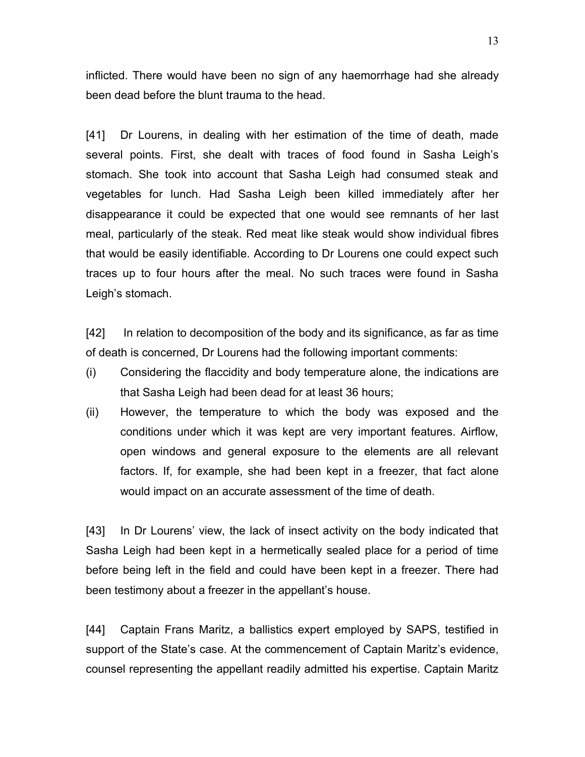inflicted. There would have been no sign of any haemorrhage had she already been dead before the blunt trauma to the head.

[41] Dr Lourens, in dealing with her estimation of the time of death, made several points. First, she dealt with traces of food found in Sasha Leigh's stomach. She took into account that Sasha Leigh had consumed steak and vegetables for lunch. Had Sasha Leigh been killed immediately after her disappearance it could be expected that one would see remnants of her last meal, particularly of the steak. Red meat like steak would show individual fibres that would be easily identifiable. According to Dr Lourens one could expect such traces up to four hours after the meal. No such traces were found in Sasha Leigh's stomach.

[42] In relation to decomposition of the body and its significance, as far as time of death is concerned, Dr Lourens had the following important comments:

(i) Considering the flaccidity and body temperature alone, the indications are that Sasha Leigh had been dead for at least 36 hours;

(ii) However, the temperature to which the body was exposed and the conditions under which it was kept are very important features. Airflow, open windows and general exposure to the elements are all relevant factors. If, for example, she had been kept in a freezer, that fact alone would impact on an accurate assessment of the time of death.

[43] In Dr Lourens' view, the lack of insect activity on the body indicated that Sasha Leigh had been kept in a hermetically sealed place for a period of time before being left in the field and could have been kept in a freezer. There had been testimony about a freezer in the appellant's house.

[44] Captain Frans Maritz, a ballistics expert employed by SAPS, testified in support of the State's case. At the commencement of Captain Maritz's evidence, counsel representing the appellant readily admitted his expertise. Captain Maritz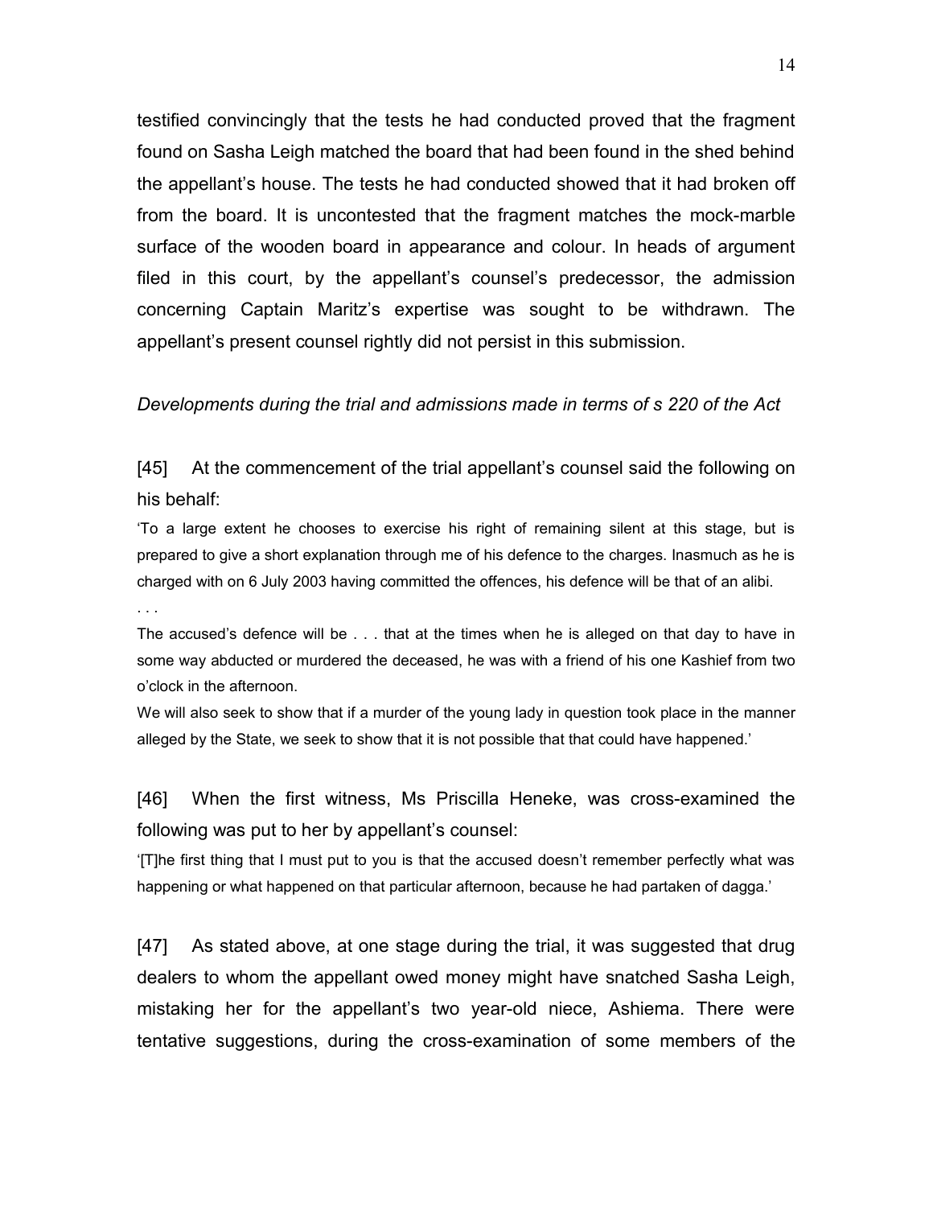testified convincingly that the tests he had conducted proved that the fragment found on Sasha Leigh matched the board that had been found in the shed behind the appellant's house. The tests he had conducted showed that it had broken off from the board. It is uncontested that the fragment matches the mock-marble surface of the wooden board in appearance and colour. In heads of argument filed in this court, by the appellant's counsel's predecessor, the admission concerning Captain Maritz's expertise was sought to be withdrawn. The appellant's present counsel rightly did not persist in this submission.

*Developments during the trial and admissions made in terms of s 220 of the Act*

[45] At the commencement of the trial appellant's counsel said the following on his behalf:

'To a large extent he chooses to exercise his right of remaining silent at this stage, but is prepared to give a short explanation through me of his defence to the charges. Inasmuch as he is charged with on 6 July 2003 having committed the offences, his defence will be that of an alibi.

. . .

The accused's defence will be . . . that at the times when he is alleged on that day to have in some way abducted or murdered the deceased, he was with a friend of his one Kashief from two o'clock in the afternoon.

We will also seek to show that if a murder of the young lady in question took place in the manner alleged by the State, we seek to show that it is not possible that that could have happened.'

[46] When the first witness, Ms Priscilla Heneke, was cross-examined the following was put to her by appellant's counsel:

'[T]he first thing that I must put to you is that the accused doesn't remember perfectly what was happening or what happened on that particular afternoon, because he had partaken of dagga.'

[47] As stated above, at one stage during the trial, it was suggested that drug dealers to whom the appellant owed money might have snatched Sasha Leigh, mistaking her for the appellant's two year-old niece, Ashiema. There were tentative suggestions, during the cross-examination of some members of the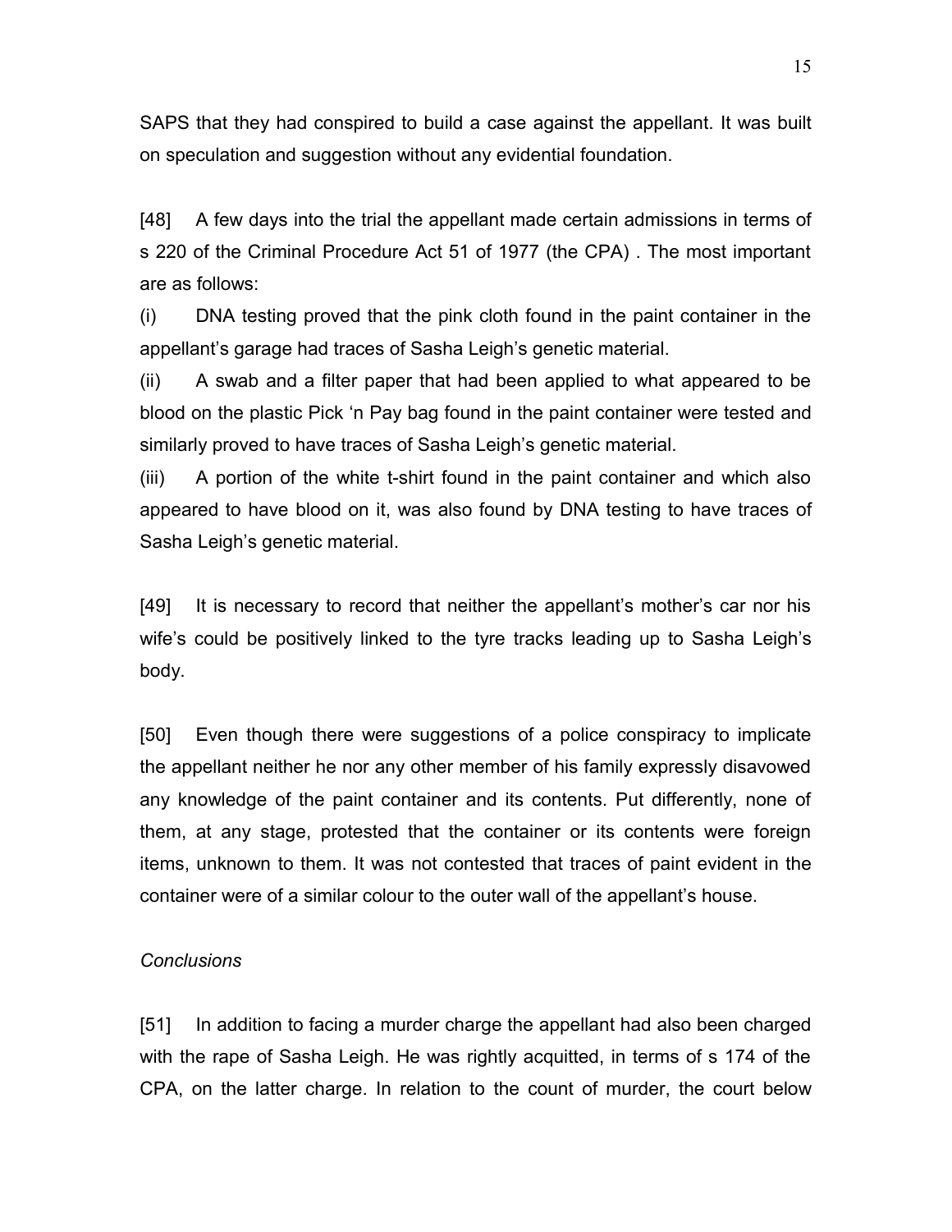SAPS that they had conspired to build a case against the appellant. It was built on speculation and suggestion without any evidential foundation.

[48] A few days into the trial the appellant made certain admissions in terms of s 220 of the Criminal Procedure Act 51 of 1977 (the CPA) . The most important are as follows:

(i) DNA testing proved that the pink cloth found in the paint container in the appellant's garage had traces of Sasha Leigh's genetic material.

(ii) A swab and a filter paper that had been applied to what appeared to be blood on the plastic Pick 'n Pay bag found in the paint container were tested and similarly proved to have traces of Sasha Leigh's genetic material.

(iii) A portion of the white t-shirt found in the paint container and which also appeared to have blood on it, was also found by DNA testing to have traces of Sasha Leigh's genetic material.

[49] It is necessary to record that neither the appellant's mother's car nor his wife's could be positively linked to the tyre tracks leading up to Sasha Leigh's body.

[50] Even though there were suggestions of a police conspiracy to implicate the appellant neither he nor any other member of his family expressly disavowed any knowledge of the paint container and its contents. Put differently, none of them, at any stage, protested that the container or its contents were foreign items, unknown to them. It was not contested that traces of paint evident in the container were of a similar colour to the outer wall of the appellant's house.

*Conclusions*

[51] In addition to facing a murder charge the appellant had also been charged with the rape of Sasha Leigh. He was rightly acquitted, in terms of s 174 of the CPA, on the latter charge. In relation to the count of murder, the court below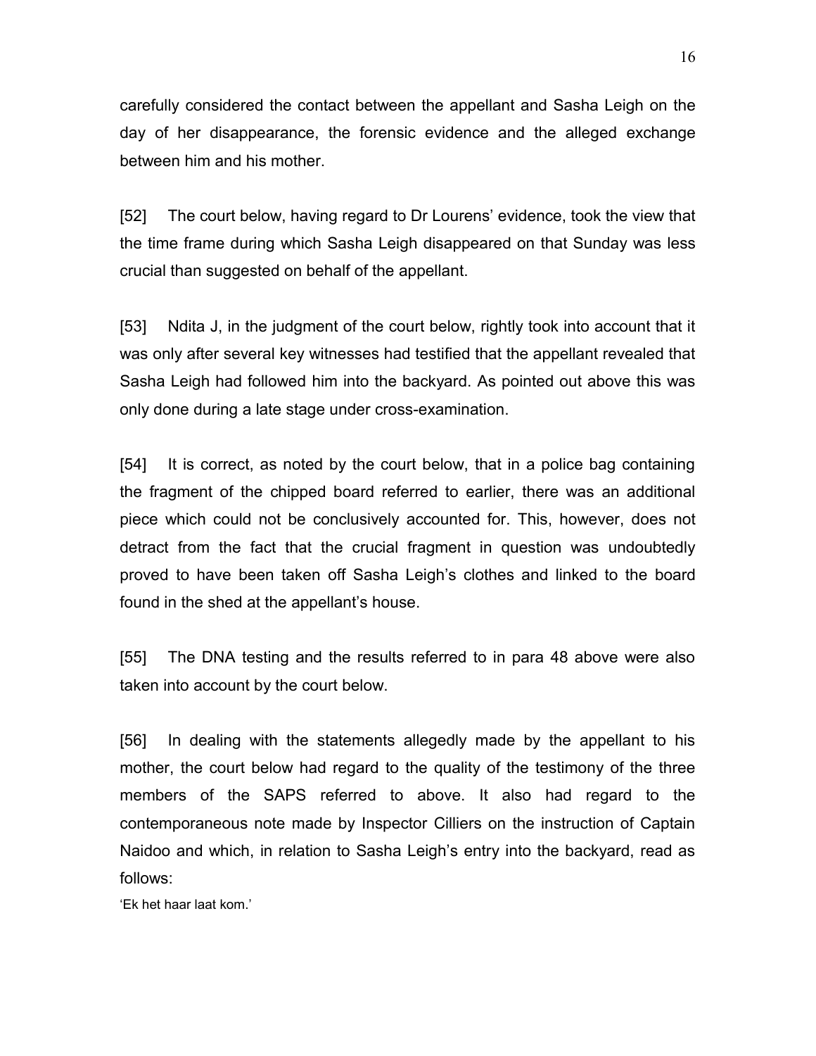carefully considered the contact between the appellant and Sasha Leigh on the day of her disappearance, the forensic evidence and the alleged exchange between him and his mother.

[52] The court below, having regard to Dr Lourens' evidence, took the view that the time frame during which Sasha Leigh disappeared on that Sunday was less crucial than suggested on behalf of the appellant.

[53] Ndita J, in the judgment of the court below, rightly took into account that it was only after several key witnesses had testified that the appellant revealed that Sasha Leigh had followed him into the backyard. As pointed out above this was only done during a late stage under cross-examination.

[54] It is correct, as noted by the court below, that in a police bag containing the fragment of the chipped board referred to earlier, there was an additional piece which could not be conclusively accounted for. This, however, does not detract from the fact that the crucial fragment in question was undoubtedly proved to have been taken off Sasha Leigh's clothes and linked to the board found in the shed at the appellant's house.

[55] The DNA testing and the results referred to in para 48 above were also taken into account by the court below.

[56] In dealing with the statements allegedly made by the appellant to his mother, the court below had regard to the quality of the testimony of the three members of the SAPS referred to above. It also had regard to the contemporaneous note made by Inspector Cilliers on the instruction of Captain Naidoo and which, in relation to Sasha Leigh's entry into the backyard, read as follows:

'Ek het haar laat kom.'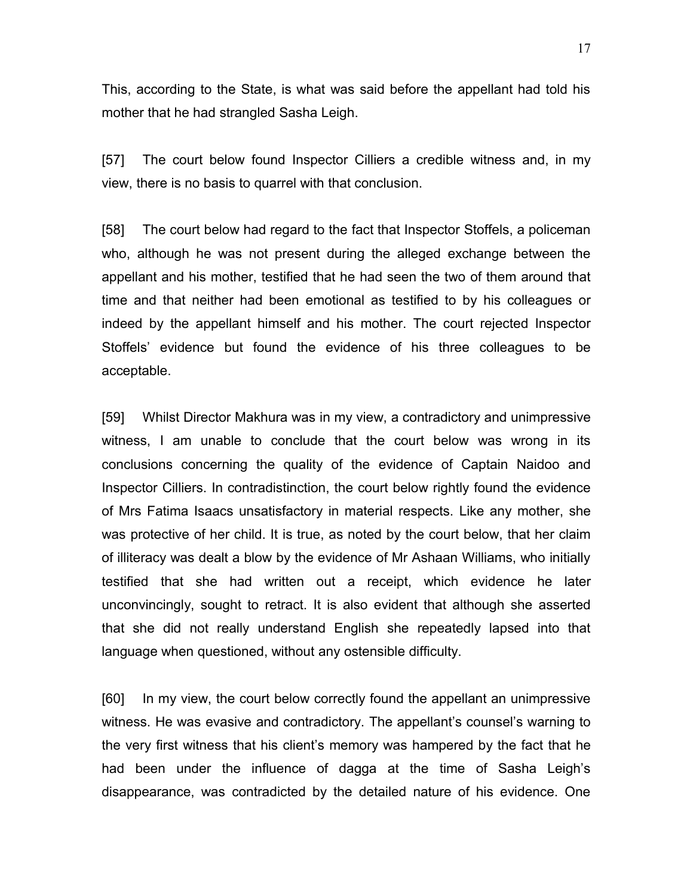This, according to the State, is what was said before the appellant had told his mother that he had strangled Sasha Leigh.

[57] The court below found Inspector Cilliers a credible witness and, in my view, there is no basis to quarrel with that conclusion.

[58] The court below had regard to the fact that Inspector Stoffels, a policeman who, although he was not present during the alleged exchange between the appellant and his mother, testified that he had seen the two of them around that time and that neither had been emotional as testified to by his colleagues or indeed by the appellant himself and his mother. The court rejected Inspector Stoffels' evidence but found the evidence of his three colleagues to be acceptable.

[59] Whilst Director Makhura was in my view, a contradictory and unimpressive witness, I am unable to conclude that the court below was wrong in its conclusions concerning the quality of the evidence of Captain Naidoo and Inspector Cilliers. In contradistinction, the court below rightly found the evidence of Mrs Fatima Isaacs unsatisfactory in material respects. Like any mother, she was protective of her child. It is true, as noted by the court below, that her claim of illiteracy was dealt a blow by the evidence of Mr Ashaan Williams, who initially testified that she had written out a receipt, which evidence he later unconvincingly, sought to retract. It is also evident that although she asserted that she did not really understand English she repeatedly lapsed into that language when questioned, without any ostensible difficulty.

[60] In my view, the court below correctly found the appellant an unimpressive witness. He was evasive and contradictory. The appellant's counsel's warning to the very first witness that his client's memory was hampered by the fact that he had been under the influence of dagga at the time of Sasha Leigh's disappearance, was contradicted by the detailed nature of his evidence. One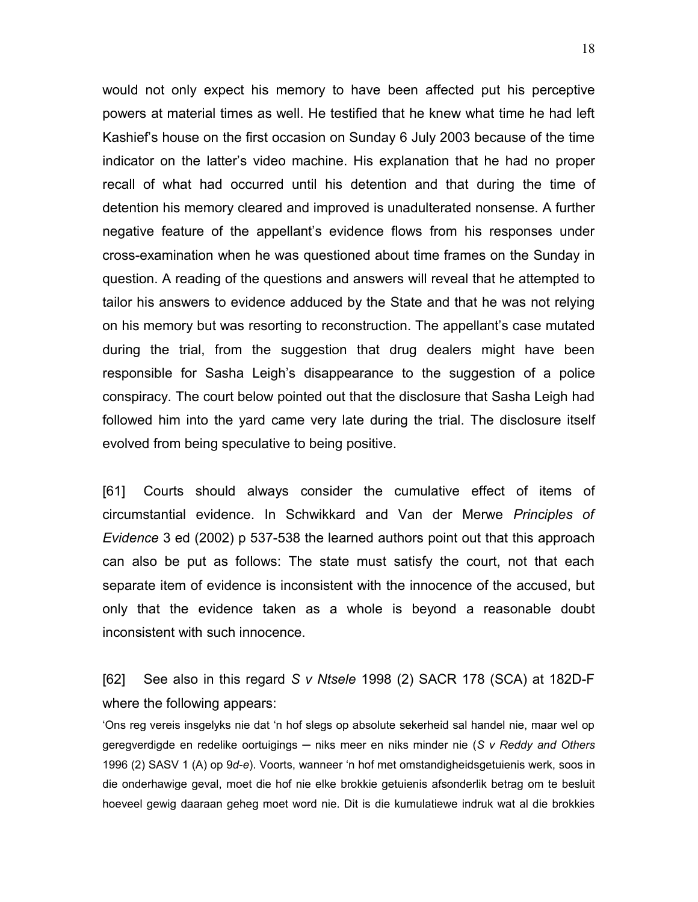would not only expect his memory to have been affected put his perceptive powers at material times as well. He testified that he knew what time he had left Kashief's house on the first occasion on Sunday 6 July 2003 because of the time indicator on the latter's video machine. His explanation that he had no proper recall of what had occurred until his detention and that during the time of detention his memory cleared and improved is unadulterated nonsense. A further negative feature of the appellant's evidence flows from his responses under cross-examination when he was questioned about time frames on the Sunday in question. A reading of the questions and answers will reveal that he attempted to tailor his answers to evidence adduced by the State and that he was not relying on his memory but was resorting to reconstruction. The appellant's case mutated during the trial, from the suggestion that drug dealers might have been responsible for Sasha Leigh's disappearance to the suggestion of a police conspiracy. The court below pointed out that the disclosure that Sasha Leigh had followed him into the yard came very late during the trial. The disclosure itself evolved from being speculative to being positive.

[61] Courts should always consider the cumulative effect of items of circumstantial evidence. In Schwikkard and Van der Merwe *Principles of Evidence* 3 ed (2002) p 537-538 the learned authors point out that this approach can also be put as follows: The state must satisfy the court, not that each separate item of evidence is inconsistent with the innocence of the accused, but only that the evidence taken as a whole is beyond a reasonable doubt inconsistent with such innocence.

[62] See also in this regard *S v Ntsele* 1998 (2) SACR 178 (SCA) at 182D-F where the following appears:

'Ons reg vereis insgelyks nie dat 'n hof slegs op absolute sekerheid sal handel nie, maar wel op geregverdigde en redelike oortuigings — niks meer en niks minder nie (*S v Reddy and Others* 1996 (2) SASV 1 (A) op 9*d*-*e*). Voorts, wanneer 'n hof met omstandigheidsgetuienis werk, soos in die onderhawige geval, moet die hof nie elke brokkie getuienis afsonderlik betrag om te besluit hoeveel gewig daaraan geheg moet word nie. Dit is die kumulatiewe indruk wat al die brokkies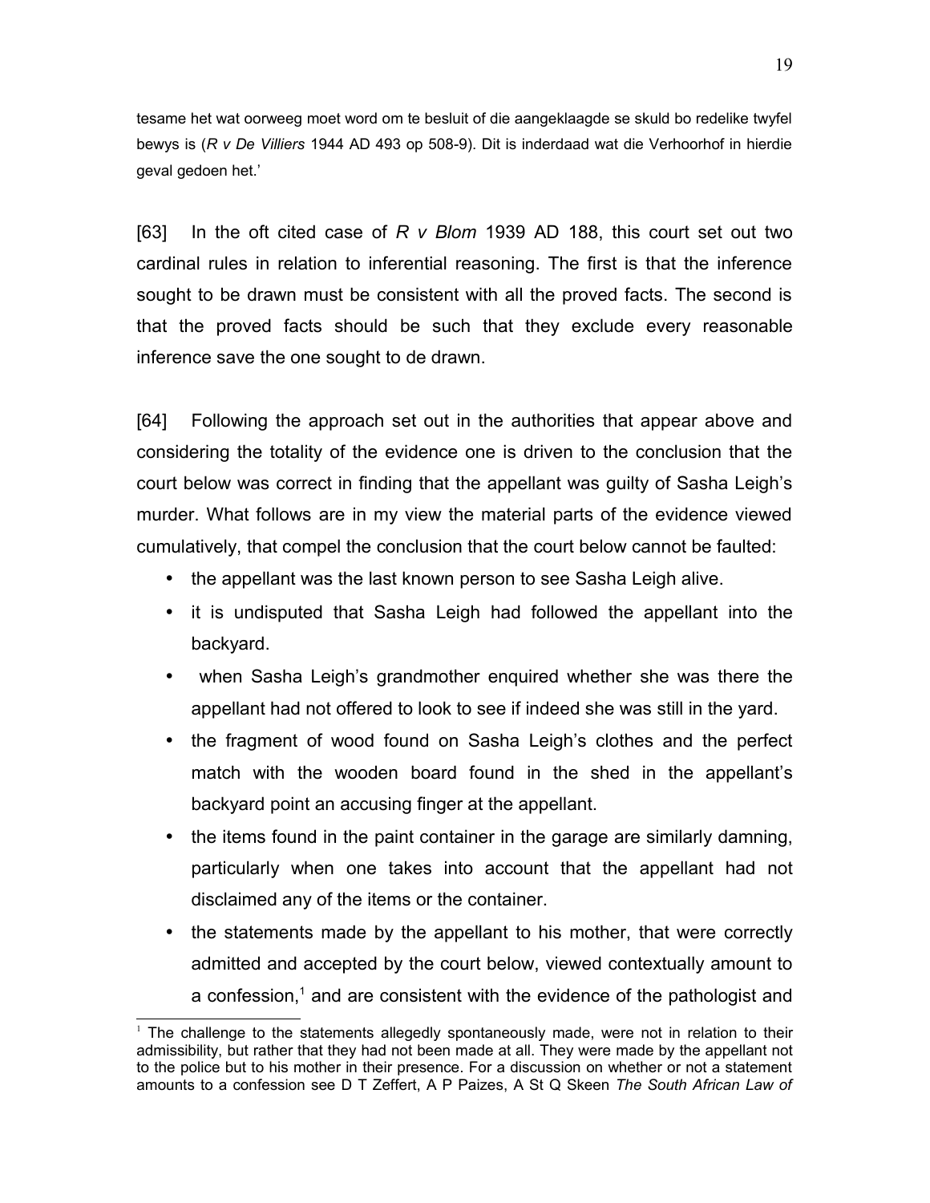tesame het wat oorweeg moet word om te besluit of die aangeklaagde se skuld bo redelike twyfel bewys is (*R v De Villiers* 1944 AD 493 op 508-9). Dit is inderdaad wat die Verhoorhof in hierdie geval gedoen het.'

[63] In the oft cited case of *R v Blom* 1939 AD 188, this court set out two cardinal rules in relation to inferential reasoning. The first is that the inference sought to be drawn must be consistent with all the proved facts. The second is that the proved facts should be such that they exclude every reasonable inference save the one sought to de drawn.

[64] Following the approach set out in the authorities that appear above and considering the totality of the evidence one is driven to the conclusion that the court below was correct in finding that the appellant was guilty of Sasha Leigh's murder. What follows are in my view the material parts of the evidence viewed cumulatively, that compel the conclusion that the court below cannot be faulted:

- the appellant was the last known person to see Sasha Leigh alive.
- it is undisputed that Sasha Leigh had followed the appellant into the backyard.
- when Sasha Leigh's grandmother enquired whether she was there the appellant had not offered to look to see if indeed she was still in the yard.
- the fragment of wood found on Sasha Leigh's clothes and the perfect match with the wooden board found in the shed in the appellant's backyard point an accusing finger at the appellant.
- the items found in the paint container in the garage are similarly damning, particularly when one takes into account that the appellant had not disclaimed any of the items or the container.
- the statements made by the appellant to his mother, that were correctly admitted and accepted by the court below, viewed contextually amount to a confession,[1] and are consistent with the evidence of the pathologist and

[1] The challenge to the statements allegedly spontaneously made, were not in relation to their admissibility, but rather that they had not been made at all. They were made by the appellant not to the police but to his mother in their presence. For a discussion on whether or not a statement amounts to a confession see D T Zeffert, A P Paizes, A St Q Skeen *The South African Law of*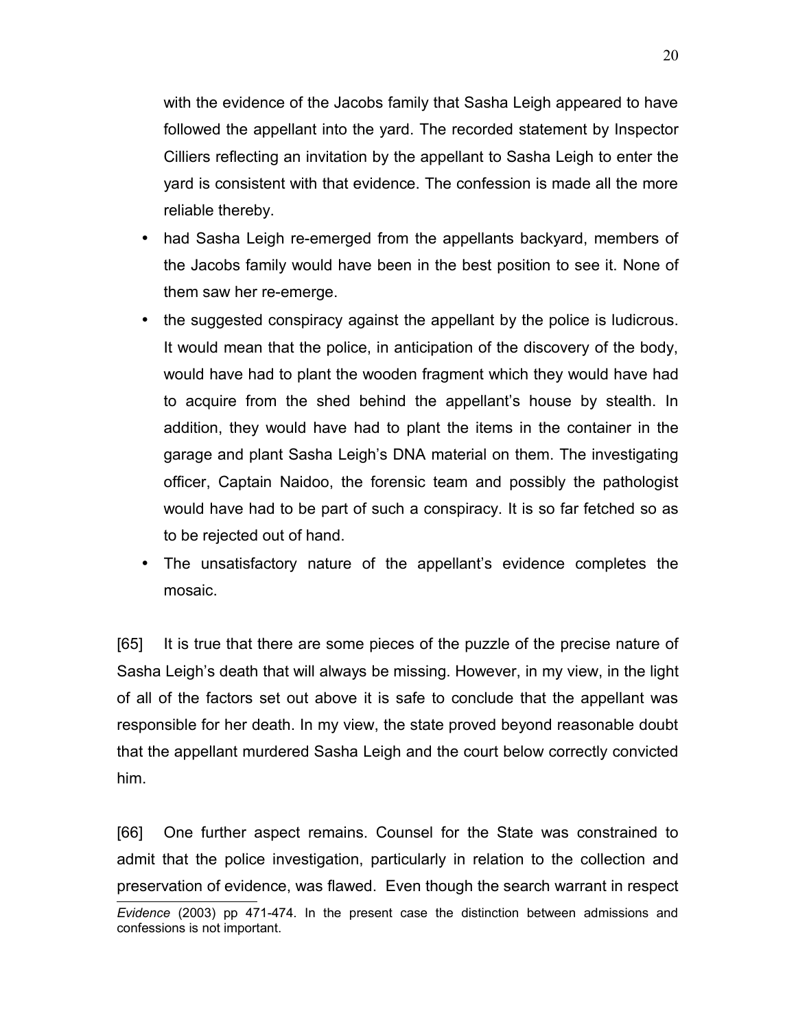with the evidence of the Jacobs family that Sasha Leigh appeared to have followed the appellant into the yard. The recorded statement by Inspector Cilliers reflecting an invitation by the appellant to Sasha Leigh to enter the yard is consistent with that evidence. The confession is made all the more reliable thereby.

- had Sasha Leigh re-emerged from the appellants backyard, members of the Jacobs family would have been in the best position to see it. None of them saw her re-emerge.
- the suggested conspiracy against the appellant by the police is ludicrous. It would mean that the police, in anticipation of the discovery of the body, would have had to plant the wooden fragment which they would have had to acquire from the shed behind the appellant's house by stealth. In addition, they would have had to plant the items in the container in the garage and plant Sasha Leigh's DNA material on them. The investigating officer, Captain Naidoo, the forensic team and possibly the pathologist would have had to be part of such a conspiracy. It is so far fetched so as to be rejected out of hand.
- The unsatisfactory nature of the appellant's evidence completes the mosaic.

[65] It is true that there are some pieces of the puzzle of the precise nature of Sasha Leigh's death that will always be missing. However, in my view, in the light of all of the factors set out above it is safe to conclude that the appellant was responsible for her death. In my view, the state proved beyond reasonable doubt that the appellant murdered Sasha Leigh and the court below correctly convicted him.

[66] One further aspect remains. Counsel for the State was constrained to admit that the police investigation, particularly in relation to the collection and preservation of evidence, was flawed. Even though the search warrant in respect

---

*Evidence* (2003) pp 471-474. In the present case the distinction between admissions and confessions is not important.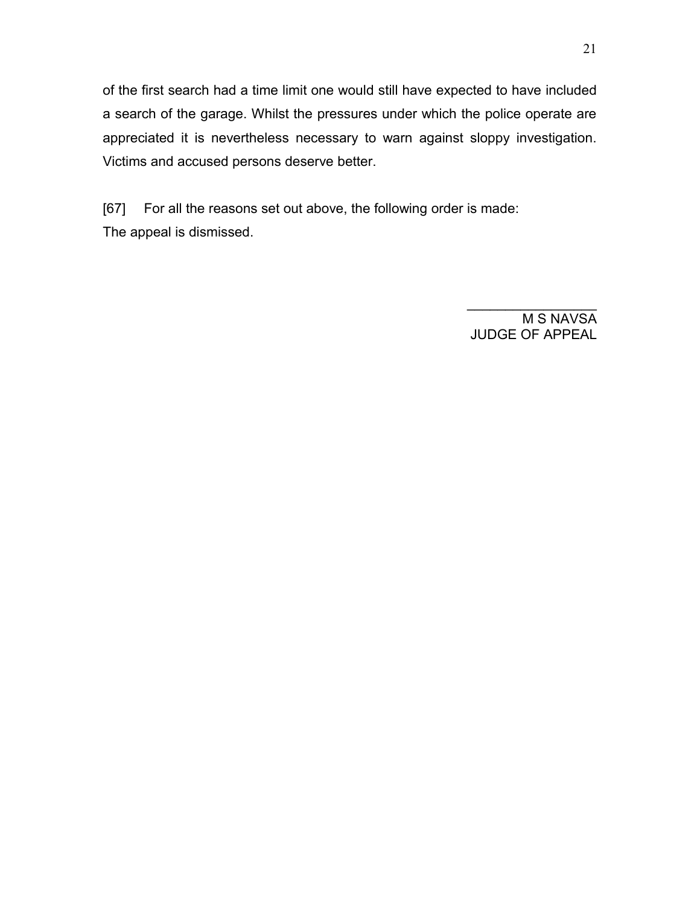of the first search had a time limit one would still have expected to have included a search of the garage. Whilst the pressures under which the police operate are appreciated it is nevertheless necessary to warn against sloppy investigation. Victims and accused persons deserve better.

[67] For all the reasons set out above, the following order is made:
The appeal is dismissed.

_________________
M S NAVSA
JUDGE OF APPEAL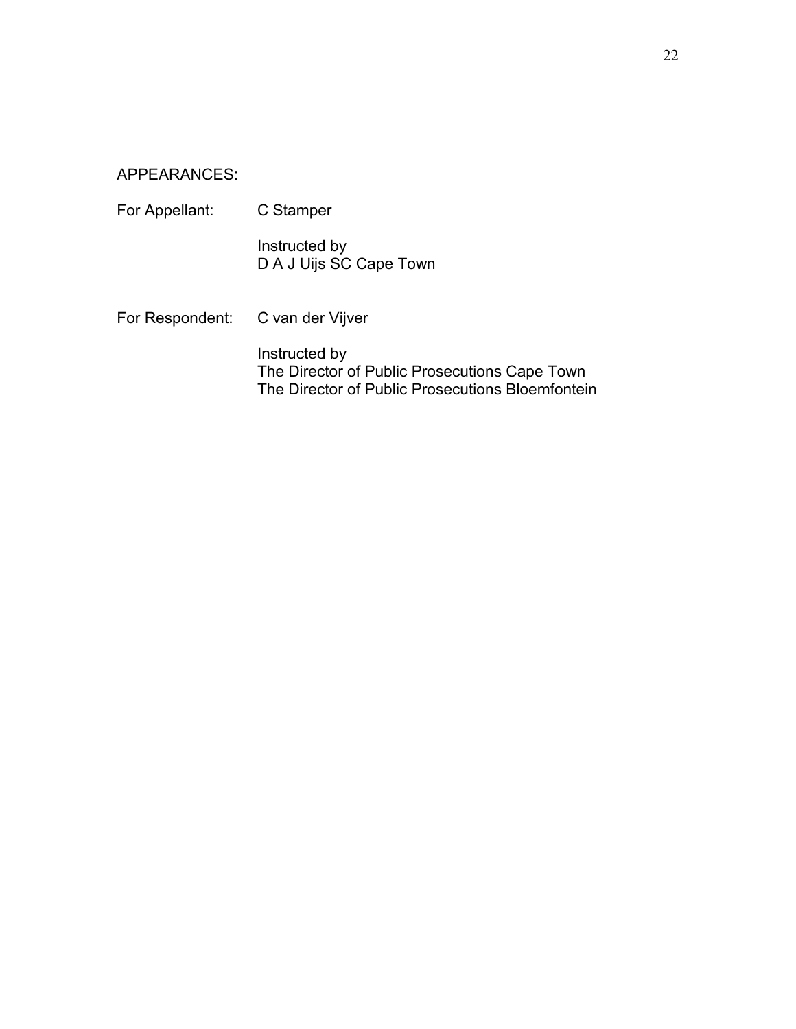APPEARANCES:

For Appellant: C Stamper

Instructed by
D A J Uijs SC Cape Town

For Respondent: C van der Vijver

Instructed by
The Director of Public Prosecutions Cape Town
The Director of Public Prosecutions Bloemfontein